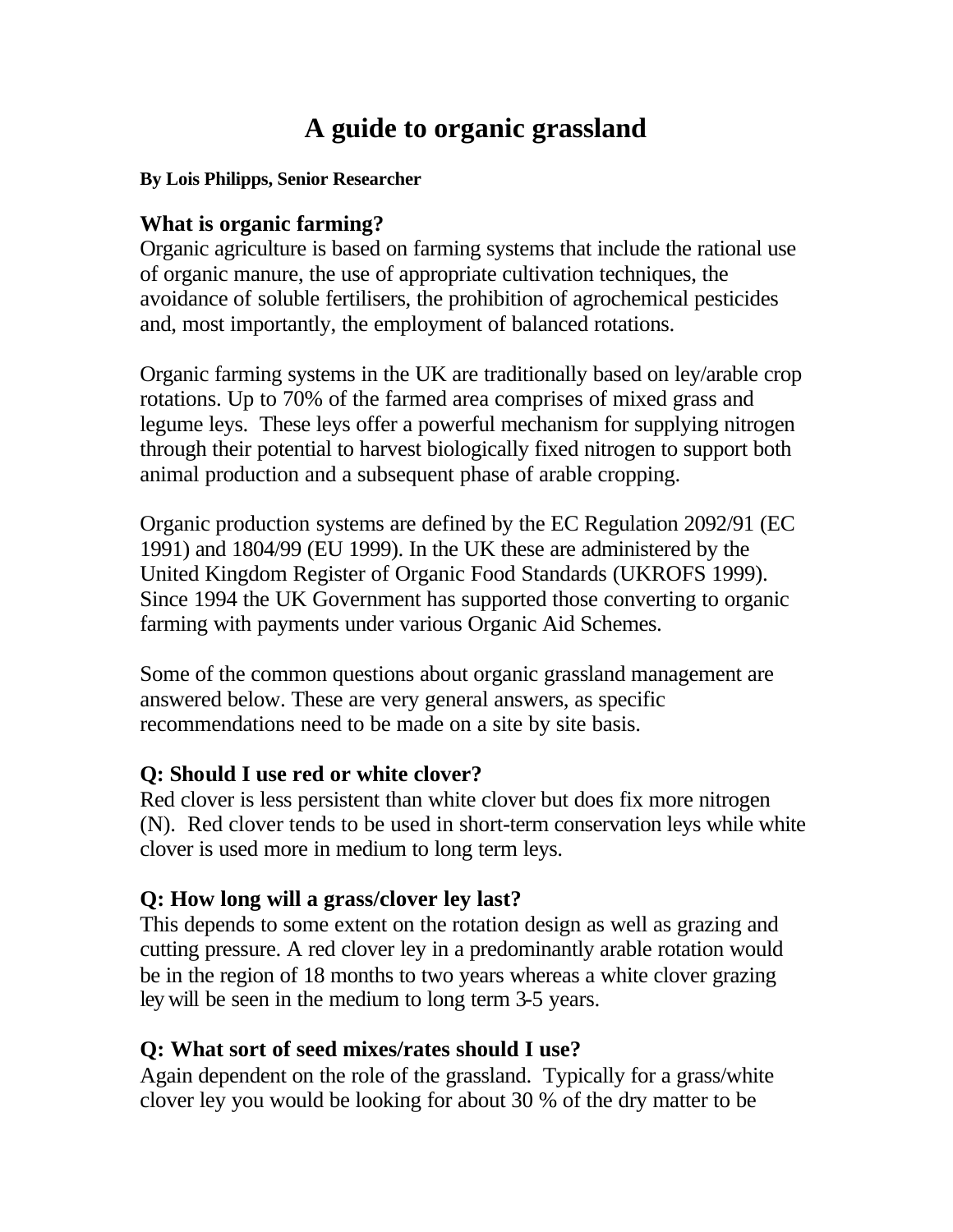# A guide to organic grassland

**By Lois Philipps, Senior Researcher**

## What is organic farming?

Organic agriculture is based on farming systems that include the rational use of organic manure, the use of appropriate cultivation techniques, the avoidance of soluble fertilisers, the prohibition of agrochemical pesticides and, most importantly, the employment of balanced rotations.

Organic farming systems in the UK are traditionally based on ley/arable crop rotations. Up to 70% of the farmed area comprises of mixed grass and legume leys. These leys offer a powerful mechanism for supplying nitrogen through their potential to harvest biologically fixed nitrogen to support both animal production and a subsequent phase of arable cropping.

Organic production systems are defined by the EC Regulation 2092/91 (EC 1991) and 1804/99 (EU 1999). In the UK these are administered by the United Kingdom Register of Organic Food Standards (UKROFS 1999). Since 1994 the UK Government has supported those converting to organic farming with payments under various Organic Aid Schemes.

Some of the common questions about organic grassland management are answered below. These are very general answers, as specific recommendations need to be made on a site by site basis.

## Q: Should I use red or white clover?

Red clover is less persistent than white clover but does fix more nitrogen (N). Red clover tends to be used in short-term conservation leys while white clover is used more in medium to long term leys.

## Q: How long will a grass/clover ley last?

This depends to some extent on the rotation design as well as grazing and cutting pressure. A red clover ley in a predominantly arable rotation would be in the region of 18 months to two years whereas a white clover grazing ley will be seen in the medium to long term 3-5 years.

## Q: What sort of seed mixes/rates should I use?

Again dependent on the role of the grassland. Typically for a grass/white clover ley you would be looking for about 30 % of the dry matter to be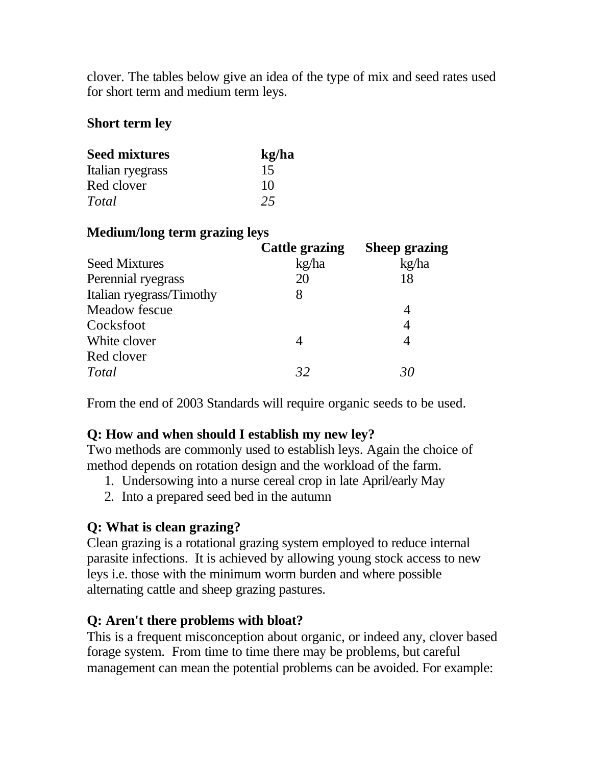clover. The tables below give an idea of the type of mix and seed rates used for short term and medium term leys.

**Short term ley**

| **Seed mixtures** | **kg/ha** |
|---|---|
| Italian ryegrass | 15 |
| Red clover | 10 |
| *Total* | *25* |

**Medium/long term grazing leys**

| | **Cattle grazing** | **Sheep grazing** |
|---|---|---|
| Seed Mixtures | kg/ha | kg/ha |
| Perennial ryegrass | 20 | 18 |
| Italian ryegrass/Timothy | 8 | |
| Meadow fescue | | 4 |
| Cocksfoot | | 4 |
| White clover | 4 | 4 |
| Red clover | | |
| *Total* | *32* | *30* |

From the end of 2003 Standards will require organic seeds to be used.

**Q: How and when should I establish my new ley?**
Two methods are commonly used to establish leys. Again the choice of method depends on rotation design and the workload of the farm.

1. Undersowing into a nurse cereal crop in late April/early May
2. Into a prepared seed bed in the autumn

**Q: What is clean grazing?**
Clean grazing is a rotational grazing system employed to reduce internal parasite infections. It is achieved by allowing young stock access to new leys i.e. those with the minimum worm burden and where possible alternating cattle and sheep grazing pastures.

**Q: Aren't there problems with bloat?**
This is a frequent misconception about organic, or indeed any, clover based forage system. From time to time there may be problems, but careful management can mean the potential problems can be avoided. For example: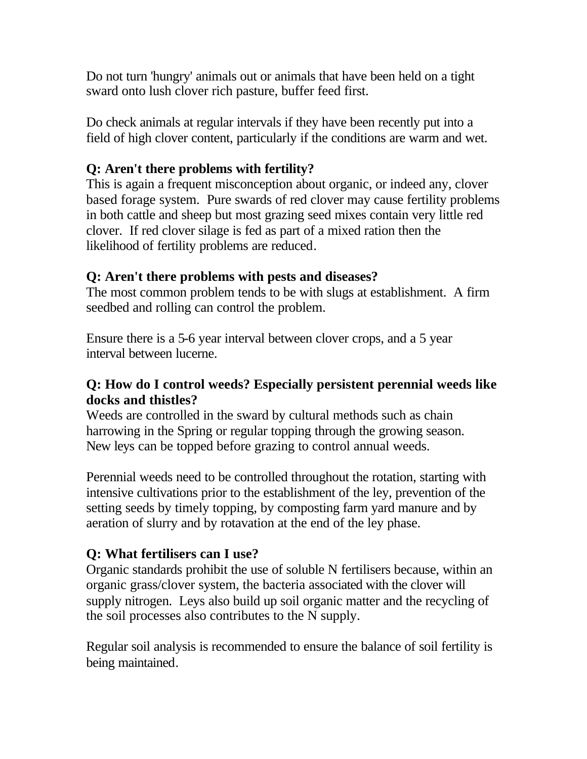Do not turn 'hungry' animals out or animals that have been held on a tight sward onto lush clover rich pasture, buffer feed first.

Do check animals at regular intervals if they have been recently put into a field of high clover content, particularly if the conditions are warm and wet.

**Q: Aren't there problems with fertility?**

This is again a frequent misconception about organic, or indeed any, clover based forage system. Pure swards of red clover may cause fertility problems in both cattle and sheep but most grazing seed mixes contain very little red clover. If red clover silage is fed as part of a mixed ration then the likelihood of fertility problems are reduced.

**Q: Aren't there problems with pests and diseases?**

The most common problem tends to be with slugs at establishment. A firm seedbed and rolling can control the problem.

Ensure there is a 5-6 year interval between clover crops, and a 5 year interval between lucerne.

**Q: How do I control weeds? Especially persistent perennial weeds like docks and thistles?**

Weeds are controlled in the sward by cultural methods such as chain harrowing in the Spring or regular topping through the growing season. New leys can be topped before grazing to control annual weeds.

Perennial weeds need to be controlled throughout the rotation, starting with intensive cultivations prior to the establishment of the ley, prevention of the setting seeds by timely topping, by composting farm yard manure and by aeration of slurry and by rotavation at the end of the ley phase.

**Q: What fertilisers can I use?**

Organic standards prohibit the use of soluble N fertilisers because, within an organic grass/clover system, the bacteria associated with the clover will supply nitrogen. Leys also build up soil organic matter and the recycling of the soil processes also contributes to the N supply.

Regular soil analysis is recommended to ensure the balance of soil fertility is being maintained.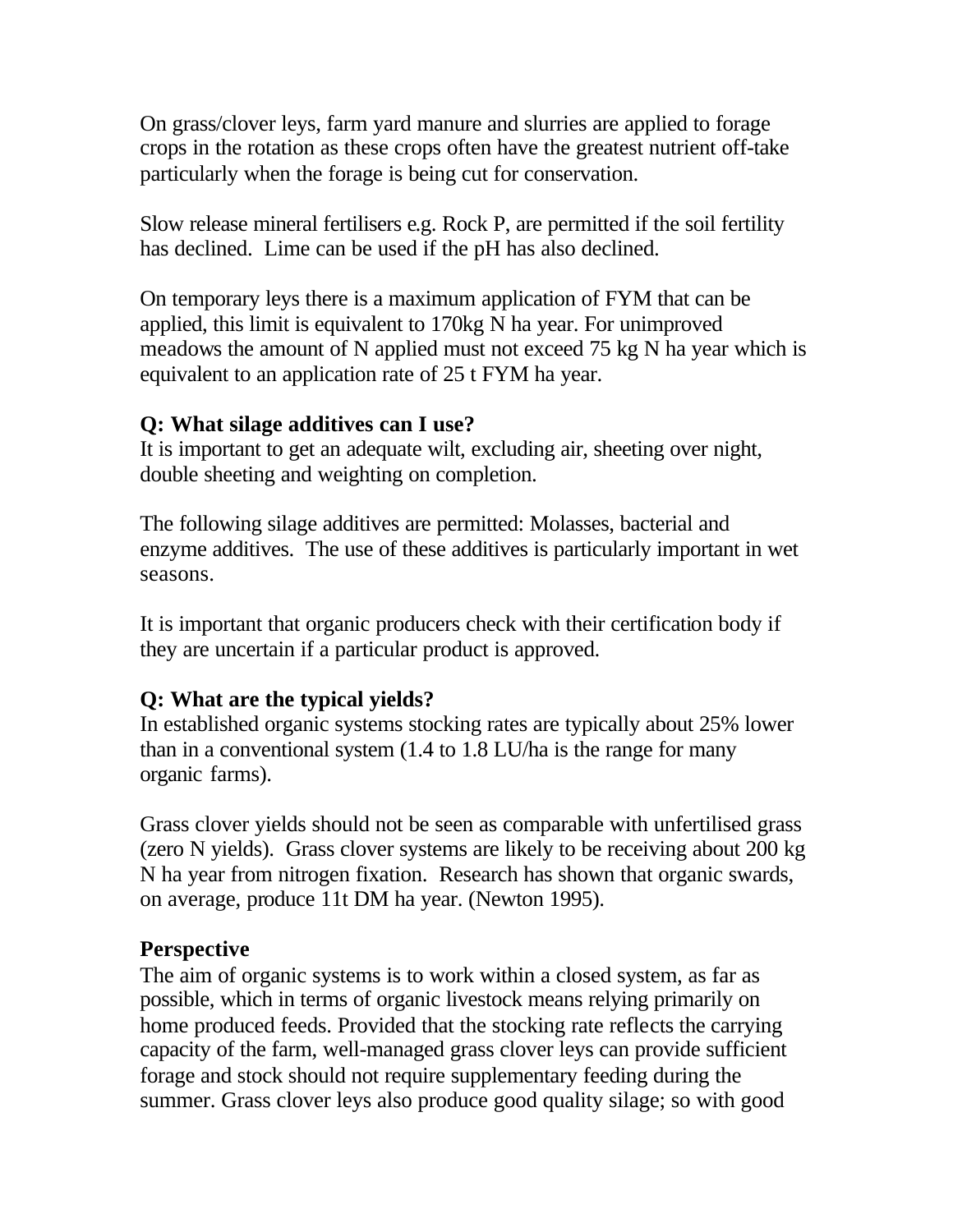On grass/clover leys, farm yard manure and slurries are applied to forage crops in the rotation as these crops often have the greatest nutrient off-take particularly when the forage is being cut for conservation.

Slow release mineral fertilisers e.g. Rock P, are permitted if the soil fertility has declined. Lime can be used if the pH has also declined.

On temporary leys there is a maximum application of FYM that can be applied, this limit is equivalent to 170kg N ha year. For unimproved meadows the amount of N applied must not exceed 75 kg N ha year which is equivalent to an application rate of 25 t FYM ha year.

**Q: What silage additives can I use?**
It is important to get an adequate wilt, excluding air, sheeting over night, double sheeting and weighting on completion.

The following silage additives are permitted: Molasses, bacterial and enzyme additives. The use of these additives is particularly important in wet seasons.

It is important that organic producers check with their certification body if they are uncertain if a particular product is approved.

**Q: What are the typical yields?**
In established organic systems stocking rates are typically about 25% lower than in a conventional system (1.4 to 1.8 LU/ha is the range for many organic farms).

Grass clover yields should not be seen as comparable with unfertilised grass (zero N yields). Grass clover systems are likely to be receiving about 200 kg N ha year from nitrogen fixation. Research has shown that organic swards, on average, produce 11t DM ha year. (Newton 1995).

**Perspective**
The aim of organic systems is to work within a closed system, as far as possible, which in terms of organic livestock means relying primarily on home produced feeds. Provided that the stocking rate reflects the carrying capacity of the farm, well-managed grass clover leys can provide sufficient forage and stock should not require supplementary feeding during the summer. Grass clover leys also produce good quality silage; so with good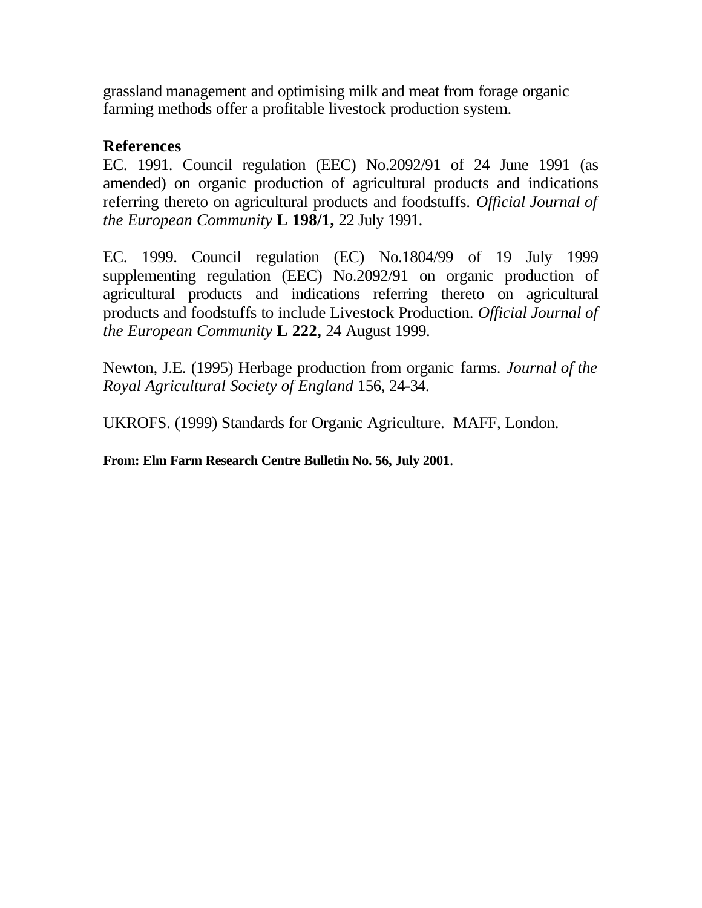grassland management and optimising milk and meat from forage organic farming methods offer a profitable livestock production system.

## References

EC. 1991. Council regulation (EEC) No.2092/91 of 24 June 1991 (as amended) on organic production of agricultural products and indications referring thereto on agricultural products and foodstuffs. *Official Journal of the European Community* **L 198/1,** 22 July 1991.

EC. 1999. Council regulation (EC) No.1804/99 of 19 July 1999 supplementing regulation (EEC) No.2092/91 on organic production of agricultural products and indications referring thereto on agricultural products and foodstuffs to include Livestock Production. *Official Journal of the European Community* **L 222,** 24 August 1999.

Newton, J.E. (1995) Herbage production from organic farms. *Journal of the Royal Agricultural Society of England* 156, 24-34.

UKROFS. (1999) Standards for Organic Agriculture. MAFF, London.

**From: Elm Farm Research Centre Bulletin No. 56, July 2001.**